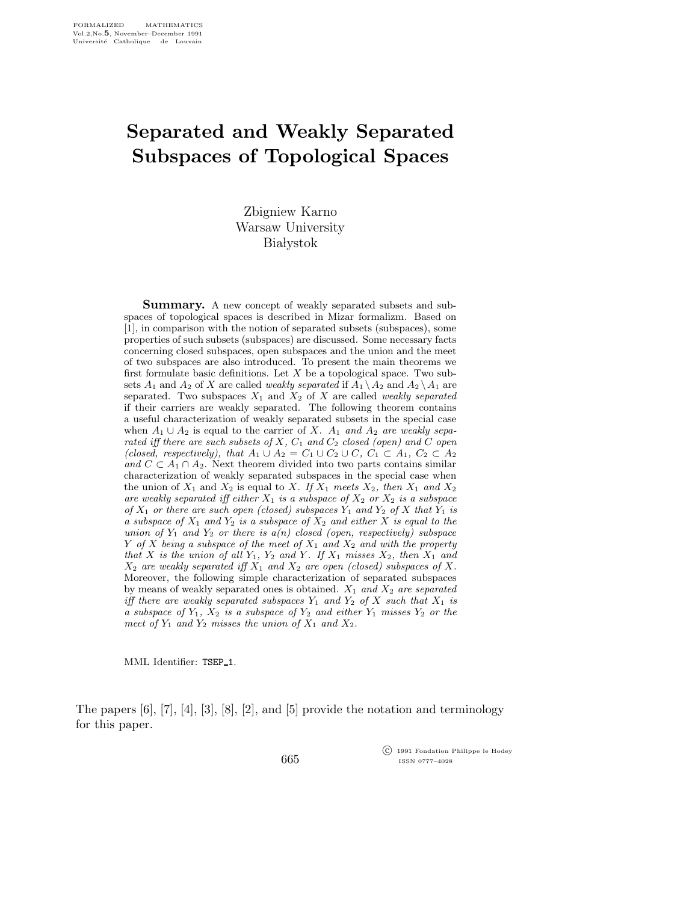# Separated and Weakly Separated Subspaces of Topological Spaces

Zbigniew Karno
Warsaw University
Białystok

**Summary.** A new concept of weakly separated subsets and subspaces of topological spaces is described in Mizar formalizm. Based on [1], in comparison with the notion of separated subsets (subspaces), some properties of such subsets (subspaces) are discussed. Some necessary facts concerning closed subspaces, open subspaces and the union and the meet of two subspaces are also introduced. To present the main theorems we first formulate basic definitions. Let $X$ be a topological space. Two subsets $A_1$ and $A_2$ of $X$ are called *weakly separated* if $A_1 \setminus A_2$ and $A_2 \setminus A_1$ are separated. Two subspaces $X_1$ and $X_2$ of $X$ are called *weakly separated* if their carriers are weakly separated. The following theorem contains a useful characterization of weakly separated subsets in the special case when $A_1 \cup A_2$ is equal to the carrier of $X$. *$A_1$ and $A_2$ are weakly separated iff there are such subsets of $X$, $C_1$ and $C_2$ closed (open) and $C$ open (closed, respectively), that $A_1 \cup A_2 = C_1 \cup C_2 \cup C$, $C_1 \subset A_1$, $C_2 \subset A_2$ and $C \subset A_1 \cap A_2$.* Next theorem divided into two parts contains similar characterization of weakly separated subspaces in the special case when the union of $X_1$ and $X_2$ is equal to $X$. *If $X_1$ meets $X_2$, then $X_1$ and $X_2$ are weakly separated iff either $X_1$ is a subspace of $X_2$ or $X_2$ is a subspace of $X_1$ or there are such open (closed) subspaces $Y_1$ and $Y_2$ of $X$ that $Y_1$ is a subspace of $X_1$ and $Y_2$ is a subspace of $X_2$ and either $X$ is equal to the union of $Y_1$ and $Y_2$ or there is a(n) closed (open, respectively) subspace $Y$ of $X$ being a subspace of the meet of $X_1$ and $X_2$ and with the property that $X$ is the union of all $Y_1$, $Y_2$ and $Y$. If $X_1$ misses $X_2$, then $X_1$ and $X_2$ are weakly separated iff $X_1$ and $X_2$ are open (closed) subspaces of $X$.* Moreover, the following simple characterization of separated subspaces by means of weakly separated ones is obtained. *$X_1$ and $X_2$ are separated iff there are weakly separated subspaces $Y_1$ and $Y_2$ of $X$ such that $X_1$ is a subspace of $Y_1$, $X_2$ is a subspace of $Y_2$ and either $Y_1$ misses $Y_2$ or the meet of $Y_1$ and $Y_2$ misses the union of $X_1$ and $X_2$.*

MML Identifier: TSEP_1.

The papers [6], [7], [4], [3], [8], [2], and [5] provide the notation and terminology for this paper.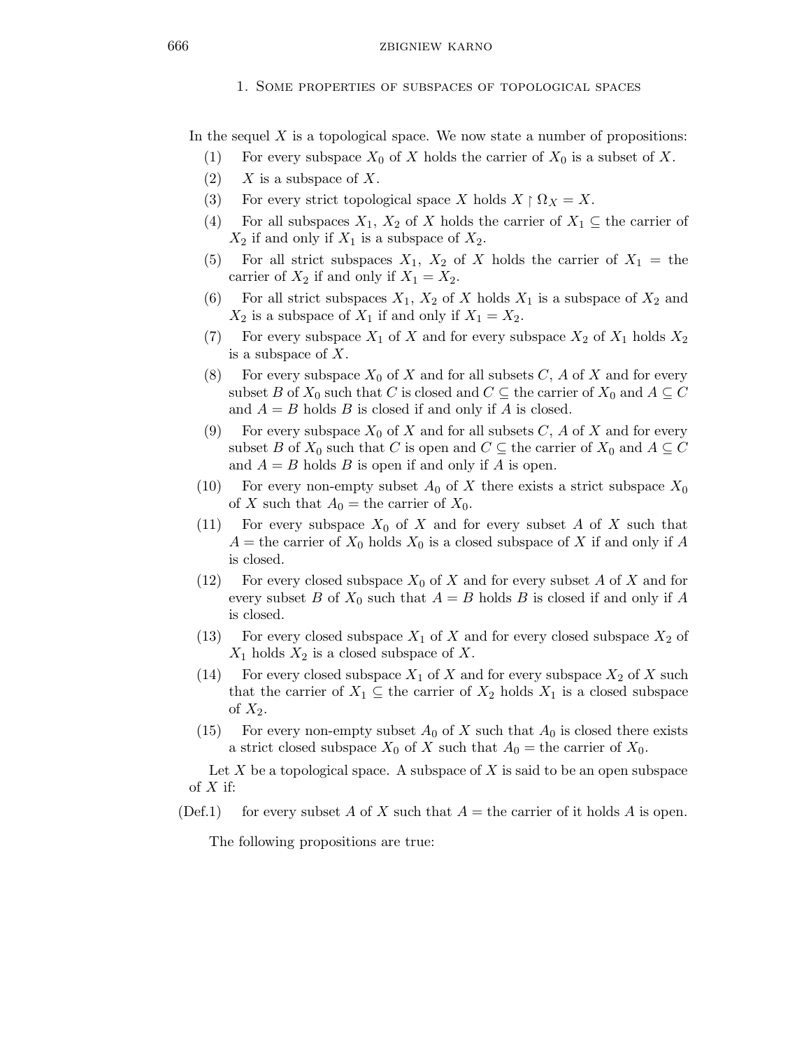## 1. Some properties of subspaces of topological spaces

In the sequel $X$ is a topological space. We now state a number of propositions:

(1) For every subspace $X_0$ of $X$ holds the carrier of $X_0$ is a subset of $X$.

(2) $X$ is a subspace of $X$.

(3) For every strict topological space $X$ holds $X \upharpoonright \Omega_X = X$.

(4) For all subspaces $X_1$, $X_2$ of $X$ holds the carrier of $X_1 \subseteq$ the carrier of $X_2$ if and only if $X_1$ is a subspace of $X_2$.

(5) For all strict subspaces $X_1$, $X_2$ of $X$ holds the carrier of $X_1$ = the carrier of $X_2$ if and only if $X_1 = X_2$.

(6) For all strict subspaces $X_1$, $X_2$ of $X$ holds $X_1$ is a subspace of $X_2$ and $X_2$ is a subspace of $X_1$ if and only if $X_1 = X_2$.

(7) For every subspace $X_1$ of $X$ and for every subspace $X_2$ of $X_1$ holds $X_2$ is a subspace of $X$.

(8) For every subspace $X_0$ of $X$ and for all subsets $C$, $A$ of $X$ and for every subset $B$ of $X_0$ such that $C$ is closed and $C \subseteq$ the carrier of $X_0$ and $A \subseteq C$ and $A = B$ holds $B$ is closed if and only if $A$ is closed.

(9) For every subspace $X_0$ of $X$ and for all subsets $C$, $A$ of $X$ and for every subset $B$ of $X_0$ such that $C$ is open and $C \subseteq$ the carrier of $X_0$ and $A \subseteq C$ and $A = B$ holds $B$ is open if and only if $A$ is open.

(10) For every non-empty subset $A_0$ of $X$ there exists a strict subspace $X_0$ of $X$ such that $A_0$ = the carrier of $X_0$.

(11) For every subspace $X_0$ of $X$ and for every subset $A$ of $X$ such that $A$ = the carrier of $X_0$ holds $X_0$ is a closed subspace of $X$ if and only if $A$ is closed.

(12) For every closed subspace $X_0$ of $X$ and for every subset $A$ of $X$ and for every subset $B$ of $X_0$ such that $A = B$ holds $B$ is closed if and only if $A$ is closed.

(13) For every closed subspace $X_1$ of $X$ and for every closed subspace $X_2$ of $X_1$ holds $X_2$ is a closed subspace of $X$.

(14) For every closed subspace $X_1$ of $X$ and for every subspace $X_2$ of $X$ such that the carrier of $X_1 \subseteq$ the carrier of $X_2$ holds $X_1$ is a closed subspace of $X_2$.

(15) For every non-empty subset $A_0$ of $X$ such that $A_0$ is closed there exists a strict closed subspace $X_0$ of $X$ such that $A_0$ = the carrier of $X_0$.

Let $X$ be a topological space. A subspace of $X$ is said to be an open subspace of $X$ if:

(Def.1) for every subset $A$ of $X$ such that $A$ = the carrier of it holds $A$ is open.

The following propositions are true: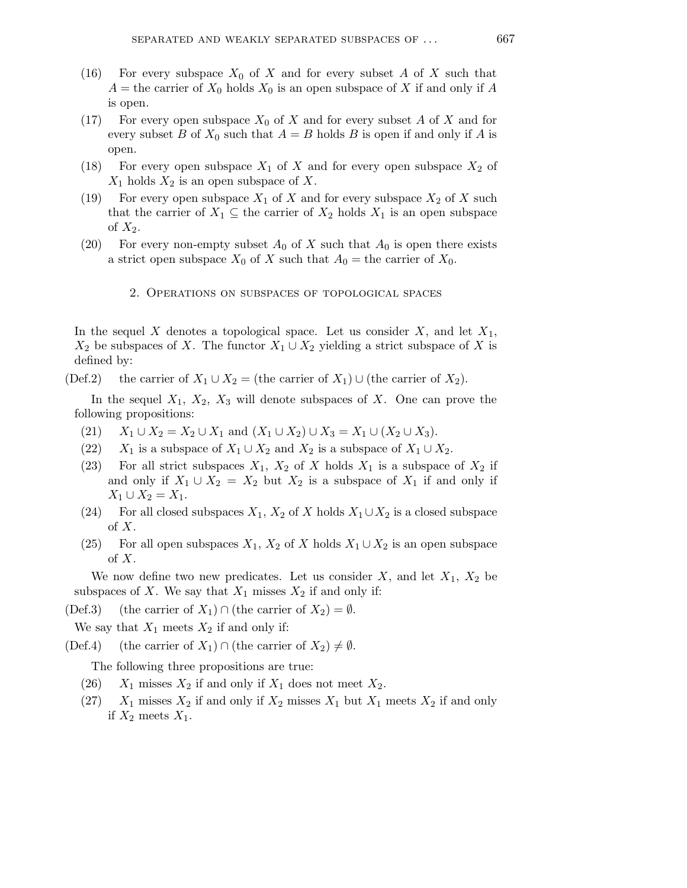(16) For every subspace $X_0$ of $X$ and for every subset $A$ of $X$ such that $A =$ the carrier of $X_0$ holds $X_0$ is an open subspace of $X$ if and only if $A$ is open.

(17) For every open subspace $X_0$ of $X$ and for every subset $A$ of $X$ and for every subset $B$ of $X_0$ such that $A = B$ holds $B$ is open if and only if $A$ is open.

(18) For every open subspace $X_1$ of $X$ and for every open subspace $X_2$ of $X_1$ holds $X_2$ is an open subspace of $X$.

(19) For every open subspace $X_1$ of $X$ and for every subspace $X_2$ of $X$ such that the carrier of $X_1 \subseteq$ the carrier of $X_2$ holds $X_1$ is an open subspace of $X_2$.

(20) For every non-empty subset $A_0$ of $X$ such that $A_0$ is open there exists a strict open subspace $X_0$ of $X$ such that $A_0 =$ the carrier of $X_0$.

## 2. Operations on subspaces of topological spaces

In the sequel $X$ denotes a topological space. Let us consider $X$, and let $X_1$, $X_2$ be subspaces of $X$. The functor $X_1 \cup X_2$ yielding a strict subspace of $X$ is defined by:

(Def.2) the carrier of $X_1 \cup X_2 =$ (the carrier of $X_1$) $\cup$ (the carrier of $X_2$).

In the sequel $X_1$, $X_2$, $X_3$ will denote subspaces of $X$. One can prove the following propositions:

(21) $X_1 \cup X_2 = X_2 \cup X_1$ and $(X_1 \cup X_2) \cup X_3 = X_1 \cup (X_2 \cup X_3)$.

(22) $X_1$ is a subspace of $X_1 \cup X_2$ and $X_2$ is a subspace of $X_1 \cup X_2$.

(23) For all strict subspaces $X_1$, $X_2$ of $X$ holds $X_1$ is a subspace of $X_2$ if and only if $X_1 \cup X_2 = X_2$ but $X_2$ is a subspace of $X_1$ if and only if $X_1 \cup X_2 = X_1$.

(24) For all closed subspaces $X_1$, $X_2$ of $X$ holds $X_1 \cup X_2$ is a closed subspace of $X$.

(25) For all open subspaces $X_1$, $X_2$ of $X$ holds $X_1 \cup X_2$ is an open subspace of $X$.

We now define two new predicates. Let us consider $X$, and let $X_1$, $X_2$ be subspaces of $X$. We say that $X_1$ misses $X_2$ if and only if:

(Def.3) (the carrier of $X_1$) $\cap$ (the carrier of $X_2$) $= \emptyset$.

We say that $X_1$ meets $X_2$ if and only if:

(Def.4) (the carrier of $X_1$) $\cap$ (the carrier of $X_2$) $\neq \emptyset$.

The following three propositions are true:

(26) $X_1$ misses $X_2$ if and only if $X_1$ does not meet $X_2$.

(27) $X_1$ misses $X_2$ if and only if $X_2$ misses $X_1$ but $X_1$ meets $X_2$ if and only if $X_2$ meets $X_1$.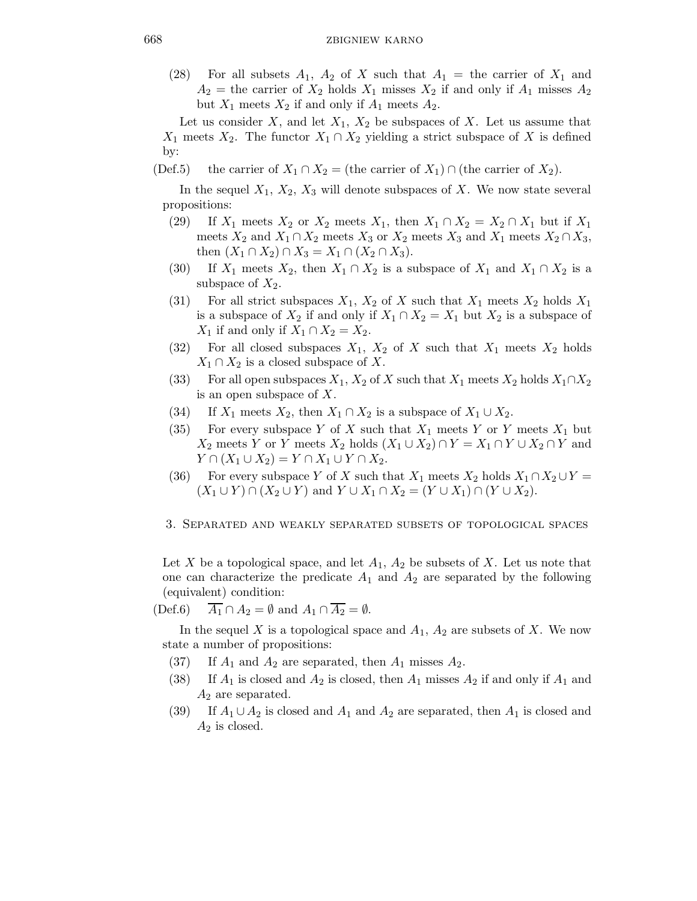(28) For all subsets $A_1$, $A_2$ of $X$ such that $A_1$ = the carrier of $X_1$ and $A_2$ = the carrier of $X_2$ holds $X_1$ misses $X_2$ if and only if $A_1$ misses $A_2$ but $X_1$ meets $X_2$ if and only if $A_1$ meets $A_2$.

Let us consider $X$, and let $X_1$, $X_2$ be subspaces of $X$. Let us assume that $X_1$ meets $X_2$. The functor $X_1 \cap X_2$ yielding a strict subspace of $X$ is defined by:

(Def.5) the carrier of $X_1 \cap X_2$ = (the carrier of $X_1$) $\cap$ (the carrier of $X_2$).

In the sequel $X_1$, $X_2$, $X_3$ will denote subspaces of $X$. We now state several propositions:

(29) If $X_1$ meets $X_2$ or $X_2$ meets $X_1$, then $X_1 \cap X_2 = X_2 \cap X_1$ but if $X_1$ meets $X_2$ and $X_1 \cap X_2$ meets $X_3$ or $X_2$ meets $X_3$ and $X_1$ meets $X_2 \cap X_3$, then $(X_1 \cap X_2) \cap X_3 = X_1 \cap (X_2 \cap X_3)$.

(30) If $X_1$ meets $X_2$, then $X_1 \cap X_2$ is a subspace of $X_1$ and $X_1 \cap X_2$ is a subspace of $X_2$.

(31) For all strict subspaces $X_1$, $X_2$ of $X$ such that $X_1$ meets $X_2$ holds $X_1$ is a subspace of $X_2$ if and only if $X_1 \cap X_2 = X_1$ but $X_2$ is a subspace of $X_1$ if and only if $X_1 \cap X_2 = X_2$.

(32) For all closed subspaces $X_1$, $X_2$ of $X$ such that $X_1$ meets $X_2$ holds $X_1 \cap X_2$ is a closed subspace of $X$.

(33) For all open subspaces $X_1$, $X_2$ of $X$ such that $X_1$ meets $X_2$ holds $X_1 \cap X_2$ is an open subspace of $X$.

(34) If $X_1$ meets $X_2$, then $X_1 \cap X_2$ is a subspace of $X_1 \cup X_2$.

(35) For every subspace $Y$ of $X$ such that $X_1$ meets $Y$ or $Y$ meets $X_1$ but $X_2$ meets $Y$ or $Y$ meets $X_2$ holds $(X_1 \cup X_2) \cap Y = X_1 \cap Y \cup X_2 \cap Y$ and $Y \cap (X_1 \cup X_2) = Y \cap X_1 \cup Y \cap X_2$.

(36) For every subspace $Y$ of $X$ such that $X_1$ meets $X_2$ holds $X_1 \cap X_2 \cup Y = (X_1 \cup Y) \cap (X_2 \cup Y)$ and $Y \cup X_1 \cap X_2 = (Y \cup X_1) \cap (Y \cup X_2)$.

## 3. Separated and weakly separated subsets of topological spaces

Let $X$ be a topological space, and let $A_1$, $A_2$ be subsets of $X$. Let us note that one can characterize the predicate $A_1$ and $A_2$ are separated by the following (equivalent) condition:

(Def.6) $\overline{A_1} \cap A_2 = \emptyset$ and $A_1 \cap \overline{A_2} = \emptyset$.

In the sequel $X$ is a topological space and $A_1$, $A_2$ are subsets of $X$. We now state a number of propositions:

(37) If $A_1$ and $A_2$ are separated, then $A_1$ misses $A_2$.

(38) If $A_1$ is closed and $A_2$ is closed, then $A_1$ misses $A_2$ if and only if $A_1$ and $A_2$ are separated.

(39) If $A_1 \cup A_2$ is closed and $A_1$ and $A_2$ are separated, then $A_1$ is closed and $A_2$ is closed.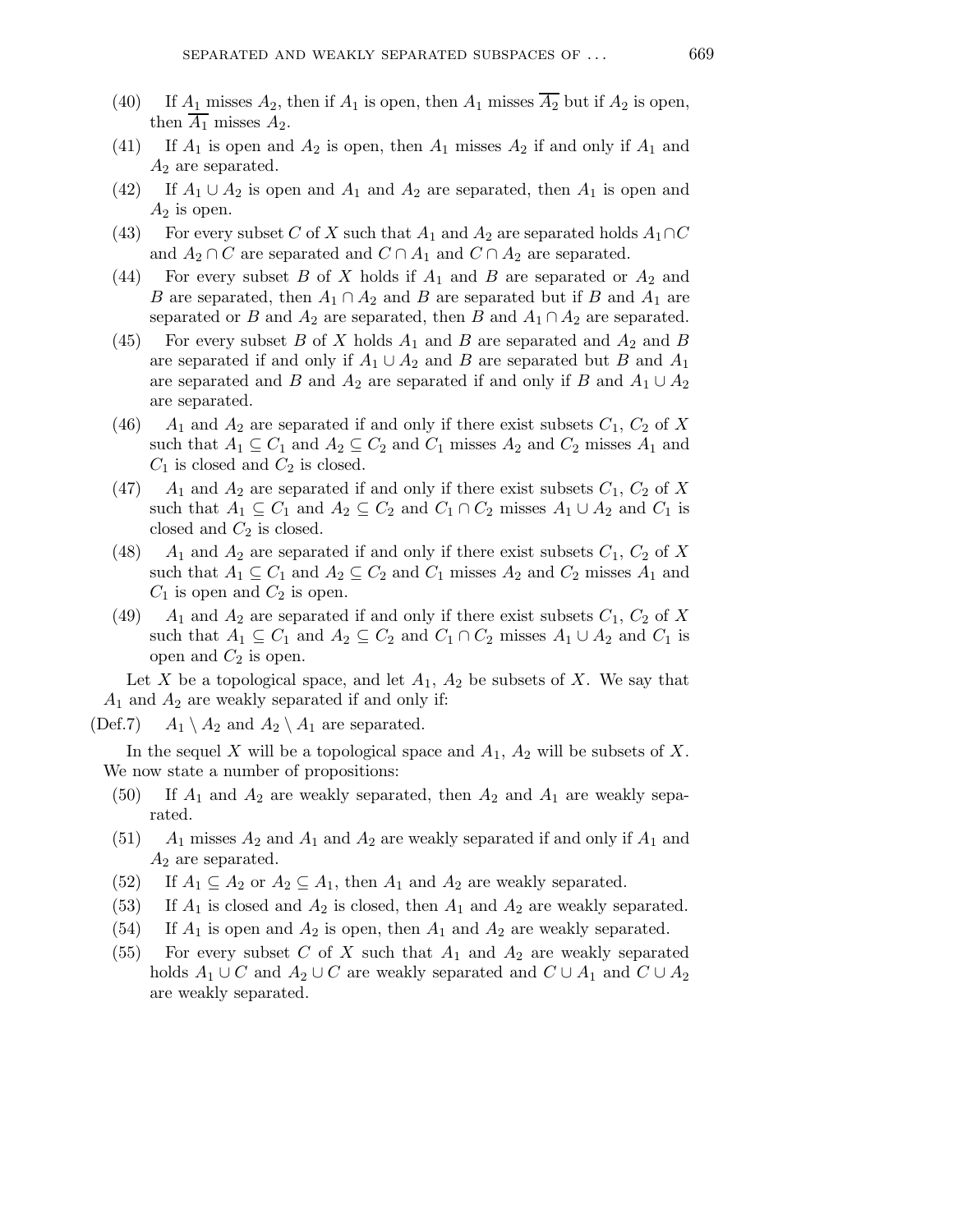(40) If $A_1$ misses $A_2$, then if $A_1$ is open, then $A_1$ misses $\overline{A_2}$ but if $A_2$ is open, then $\overline{A_1}$ misses $A_2$.

(41) If $A_1$ is open and $A_2$ is open, then $A_1$ misses $A_2$ if and only if $A_1$ and $A_2$ are separated.

(42) If $A_1 \cup A_2$ is open and $A_1$ and $A_2$ are separated, then $A_1$ is open and $A_2$ is open.

(43) For every subset $C$ of $X$ such that $A_1$ and $A_2$ are separated holds $A_1 \cap C$ and $A_2 \cap C$ are separated and $C \cap A_1$ and $C \cap A_2$ are separated.

(44) For every subset $B$ of $X$ holds if $A_1$ and $B$ are separated or $A_2$ and $B$ are separated, then $A_1 \cap A_2$ and $B$ are separated but if $B$ and $A_1$ are separated or $B$ and $A_2$ are separated, then $B$ and $A_1 \cap A_2$ are separated.

(45) For every subset $B$ of $X$ holds $A_1$ and $B$ are separated and $A_2$ and $B$ are separated if and only if $A_1 \cup A_2$ and $B$ are separated but $B$ and $A_1$ are separated and $B$ and $A_2$ are separated if and only if $B$ and $A_1 \cup A_2$ are separated.

(46) $A_1$ and $A_2$ are separated if and only if there exist subsets $C_1$, $C_2$ of $X$ such that $A_1 \subseteq C_1$ and $A_2 \subseteq C_2$ and $C_1$ misses $A_2$ and $C_2$ misses $A_1$ and $C_1$ is closed and $C_2$ is closed.

(47) $A_1$ and $A_2$ are separated if and only if there exist subsets $C_1$, $C_2$ of $X$ such that $A_1 \subseteq C_1$ and $A_2 \subseteq C_2$ and $C_1 \cap C_2$ misses $A_1 \cup A_2$ and $C_1$ is closed and $C_2$ is closed.

(48) $A_1$ and $A_2$ are separated if and only if there exist subsets $C_1$, $C_2$ of $X$ such that $A_1 \subseteq C_1$ and $A_2 \subseteq C_2$ and $C_1$ misses $A_2$ and $C_2$ misses $A_1$ and $C_1$ is open and $C_2$ is open.

(49) $A_1$ and $A_2$ are separated if and only if there exist subsets $C_1$, $C_2$ of $X$ such that $A_1 \subseteq C_1$ and $A_2 \subseteq C_2$ and $C_1 \cap C_2$ misses $A_1 \cup A_2$ and $C_1$ is open and $C_2$ is open.

Let $X$ be a topological space, and let $A_1$, $A_2$ be subsets of $X$. We say that $A_1$ and $A_2$ are weakly separated if and only if:

(Def.7) $A_1 \setminus A_2$ and $A_2 \setminus A_1$ are separated.

In the sequel $X$ will be a topological space and $A_1$, $A_2$ will be subsets of $X$. We now state a number of propositions:

(50) If $A_1$ and $A_2$ are weakly separated, then $A_2$ and $A_1$ are weakly separated.

(51) $A_1$ misses $A_2$ and $A_1$ and $A_2$ are weakly separated if and only if $A_1$ and $A_2$ are separated.

(52) If $A_1 \subseteq A_2$ or $A_2 \subseteq A_1$, then $A_1$ and $A_2$ are weakly separated.

(53) If $A_1$ is closed and $A_2$ is closed, then $A_1$ and $A_2$ are weakly separated.

(54) If $A_1$ is open and $A_2$ is open, then $A_1$ and $A_2$ are weakly separated.

(55) For every subset $C$ of $X$ such that $A_1$ and $A_2$ are weakly separated holds $A_1 \cup C$ and $A_2 \cup C$ are weakly separated and $C \cup A_1$ and $C \cup A_2$ are weakly separated.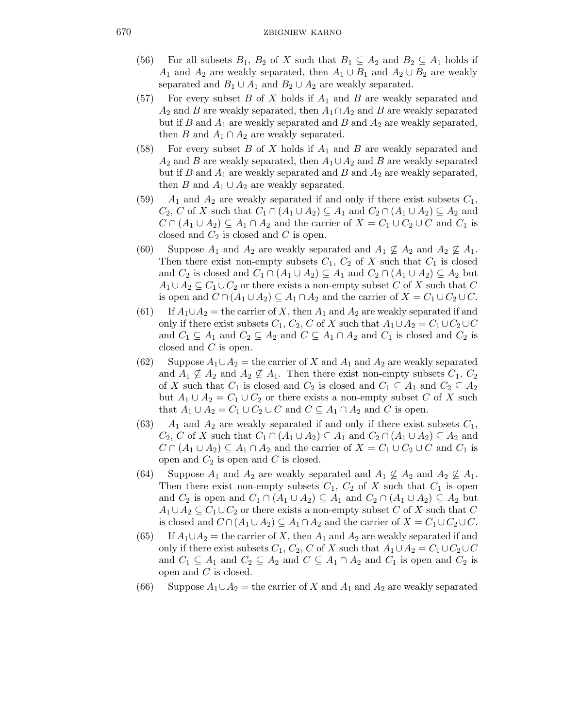(56) For all subsets $B_1$, $B_2$ of $X$ such that $B_1 \subseteq A_2$ and $B_2 \subseteq A_1$ holds if $A_1$ and $A_2$ are weakly separated, then $A_1 \cup B_1$ and $A_2 \cup B_2$ are weakly separated and $B_1 \cup A_1$ and $B_2 \cup A_2$ are weakly separated.

(57) For every subset $B$ of $X$ holds if $A_1$ and $B$ are weakly separated and $A_2$ and $B$ are weakly separated, then $A_1 \cap A_2$ and $B$ are weakly separated but if $B$ and $A_1$ are weakly separated and $B$ and $A_2$ are weakly separated, then $B$ and $A_1 \cap A_2$ are weakly separated.

(58) For every subset $B$ of $X$ holds if $A_1$ and $B$ are weakly separated and $A_2$ and $B$ are weakly separated, then $A_1 \cup A_2$ and $B$ are weakly separated but if $B$ and $A_1$ are weakly separated and $B$ and $A_2$ are weakly separated, then $B$ and $A_1 \cup A_2$ are weakly separated.

(59) $A_1$ and $A_2$ are weakly separated if and only if there exist subsets $C_1$, $C_2$, $C$ of $X$ such that $C_1 \cap (A_1 \cup A_2) \subseteq A_1$ and $C_2 \cap (A_1 \cup A_2) \subseteq A_2$ and $C \cap (A_1 \cup A_2) \subseteq A_1 \cap A_2$ and the carrier of $X = C_1 \cup C_2 \cup C$ and $C_1$ is closed and $C_2$ is closed and $C$ is open.

(60) Suppose $A_1$ and $A_2$ are weakly separated and $A_1 \not\subseteq A_2$ and $A_2 \not\subseteq A_1$. Then there exist non-empty subsets $C_1$, $C_2$ of $X$ such that $C_1$ is closed and $C_2$ is closed and $C_1 \cap (A_1 \cup A_2) \subseteq A_1$ and $C_2 \cap (A_1 \cup A_2) \subseteq A_2$ but $A_1 \cup A_2 \subseteq C_1 \cup C_2$ or there exists a non-empty subset $C$ of $X$ such that $C$ is open and $C \cap (A_1 \cup A_2) \subseteq A_1 \cap A_2$ and the carrier of $X = C_1 \cup C_2 \cup C$.

(61) If $A_1 \cup A_2 =$ the carrier of $X$, then $A_1$ and $A_2$ are weakly separated if and only if there exist subsets $C_1$, $C_2$, $C$ of $X$ such that $A_1 \cup A_2 = C_1 \cup C_2 \cup C$ and $C_1 \subseteq A_1$ and $C_2 \subseteq A_2$ and $C \subseteq A_1 \cap A_2$ and $C_1$ is closed and $C_2$ is closed and $C$ is open.

(62) Suppose $A_1 \cup A_2 =$ the carrier of $X$ and $A_1$ and $A_2$ are weakly separated and $A_1 \not\subseteq A_2$ and $A_2 \not\subseteq A_1$. Then there exist non-empty subsets $C_1$, $C_2$ of $X$ such that $C_1$ is closed and $C_2$ is closed and $C_1 \subseteq A_1$ and $C_2 \subseteq A_2$ but $A_1 \cup A_2 = C_1 \cup C_2$ or there exists a non-empty subset $C$ of $X$ such that $A_1 \cup A_2 = C_1 \cup C_2 \cup C$ and $C \subseteq A_1 \cap A_2$ and $C$ is open.

(63) $A_1$ and $A_2$ are weakly separated if and only if there exist subsets $C_1$, $C_2$, $C$ of $X$ such that $C_1 \cap (A_1 \cup A_2) \subseteq A_1$ and $C_2 \cap (A_1 \cup A_2) \subseteq A_2$ and $C \cap (A_1 \cup A_2) \subseteq A_1 \cap A_2$ and the carrier of $X = C_1 \cup C_2 \cup C$ and $C_1$ is open and $C_2$ is open and $C$ is closed.

(64) Suppose $A_1$ and $A_2$ are weakly separated and $A_1 \not\subseteq A_2$ and $A_2 \not\subseteq A_1$. Then there exist non-empty subsets $C_1$, $C_2$ of $X$ such that $C_1$ is open and $C_2$ is open and $C_1 \cap (A_1 \cup A_2) \subseteq A_1$ and $C_2 \cap (A_1 \cup A_2) \subseteq A_2$ but $A_1 \cup A_2 \subseteq C_1 \cup C_2$ or there exists a non-empty subset $C$ of $X$ such that $C$ is closed and $C \cap (A_1 \cup A_2) \subseteq A_1 \cap A_2$ and the carrier of $X = C_1 \cup C_2 \cup C$.

(65) If $A_1 \cup A_2 =$ the carrier of $X$, then $A_1$ and $A_2$ are weakly separated if and only if there exist subsets $C_1$, $C_2$, $C$ of $X$ such that $A_1 \cup A_2 = C_1 \cup C_2 \cup C$ and $C_1 \subseteq A_1$ and $C_2 \subseteq A_2$ and $C \subseteq A_1 \cap A_2$ and $C_1$ is open and $C_2$ is open and $C$ is closed.

(66) Suppose $A_1 \cup A_2 =$ the carrier of $X$ and $A_1$ and $A_2$ are weakly separated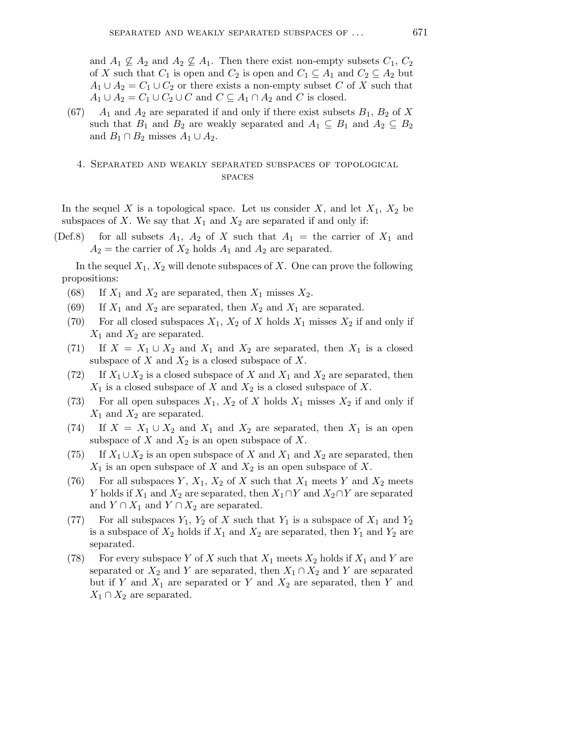and $A_1 \not\subseteq A_2$ and $A_2 \not\subseteq A_1$. Then there exist non-empty subsets $C_1$, $C_2$ of $X$ such that $C_1$ is open and $C_2$ is open and $C_1 \subseteq A_1$ and $C_2 \subseteq A_2$ but $A_1 \cup A_2 = C_1 \cup C_2$ or there exists a non-empty subset $C$ of $X$ such that $A_1 \cup A_2 = C_1 \cup C_2 \cup C$ and $C \subseteq A_1 \cap A_2$ and $C$ is closed.

(67) $A_1$ and $A_2$ are separated if and only if there exist subsets $B_1$, $B_2$ of $X$ such that $B_1$ and $B_2$ are weakly separated and $A_1 \subseteq B_1$ and $A_2 \subseteq B_2$ and $B_1 \cap B_2$ misses $A_1 \cup A_2$.

## 4. Separated and weakly separated subspaces of topological spaces

In the sequel $X$ is a topological space. Let us consider $X$, and let $X_1$, $X_2$ be subspaces of $X$. We say that $X_1$ and $X_2$ are separated if and only if:

(Def.8) for all subsets $A_1$, $A_2$ of $X$ such that $A_1 =$ the carrier of $X_1$ and $A_2 =$ the carrier of $X_2$ holds $A_1$ and $A_2$ are separated.

In the sequel $X_1$, $X_2$ will denote subspaces of $X$. One can prove the following propositions:

(68) If $X_1$ and $X_2$ are separated, then $X_1$ misses $X_2$.

(69) If $X_1$ and $X_2$ are separated, then $X_2$ and $X_1$ are separated.

(70) For all closed subspaces $X_1$, $X_2$ of $X$ holds $X_1$ misses $X_2$ if and only if $X_1$ and $X_2$ are separated.

(71) If $X = X_1 \cup X_2$ and $X_1$ and $X_2$ are separated, then $X_1$ is a closed subspace of $X$ and $X_2$ is a closed subspace of $X$.

(72) If $X_1 \cup X_2$ is a closed subspace of $X$ and $X_1$ and $X_2$ are separated, then $X_1$ is a closed subspace of $X$ and $X_2$ is a closed subspace of $X$.

(73) For all open subspaces $X_1$, $X_2$ of $X$ holds $X_1$ misses $X_2$ if and only if $X_1$ and $X_2$ are separated.

(74) If $X = X_1 \cup X_2$ and $X_1$ and $X_2$ are separated, then $X_1$ is an open subspace of $X$ and $X_2$ is an open subspace of $X$.

(75) If $X_1 \cup X_2$ is an open subspace of $X$ and $X_1$ and $X_2$ are separated, then $X_1$ is an open subspace of $X$ and $X_2$ is an open subspace of $X$.

(76) For all subspaces $Y$, $X_1$, $X_2$ of $X$ such that $X_1$ meets $Y$ and $X_2$ meets $Y$ holds if $X_1$ and $X_2$ are separated, then $X_1 \cap Y$ and $X_2 \cap Y$ are separated and $Y \cap X_1$ and $Y \cap X_2$ are separated.

(77) For all subspaces $Y_1$, $Y_2$ of $X$ such that $Y_1$ is a subspace of $X_1$ and $Y_2$ is a subspace of $X_2$ holds if $X_1$ and $X_2$ are separated, then $Y_1$ and $Y_2$ are separated.

(78) For every subspace $Y$ of $X$ such that $X_1$ meets $X_2$ holds if $X_1$ and $Y$ are separated or $X_2$ and $Y$ are separated, then $X_1 \cap X_2$ and $Y$ are separated but if $Y$ and $X_1$ are separated or $Y$ and $X_2$ are separated, then $Y$ and $X_1 \cap X_2$ are separated.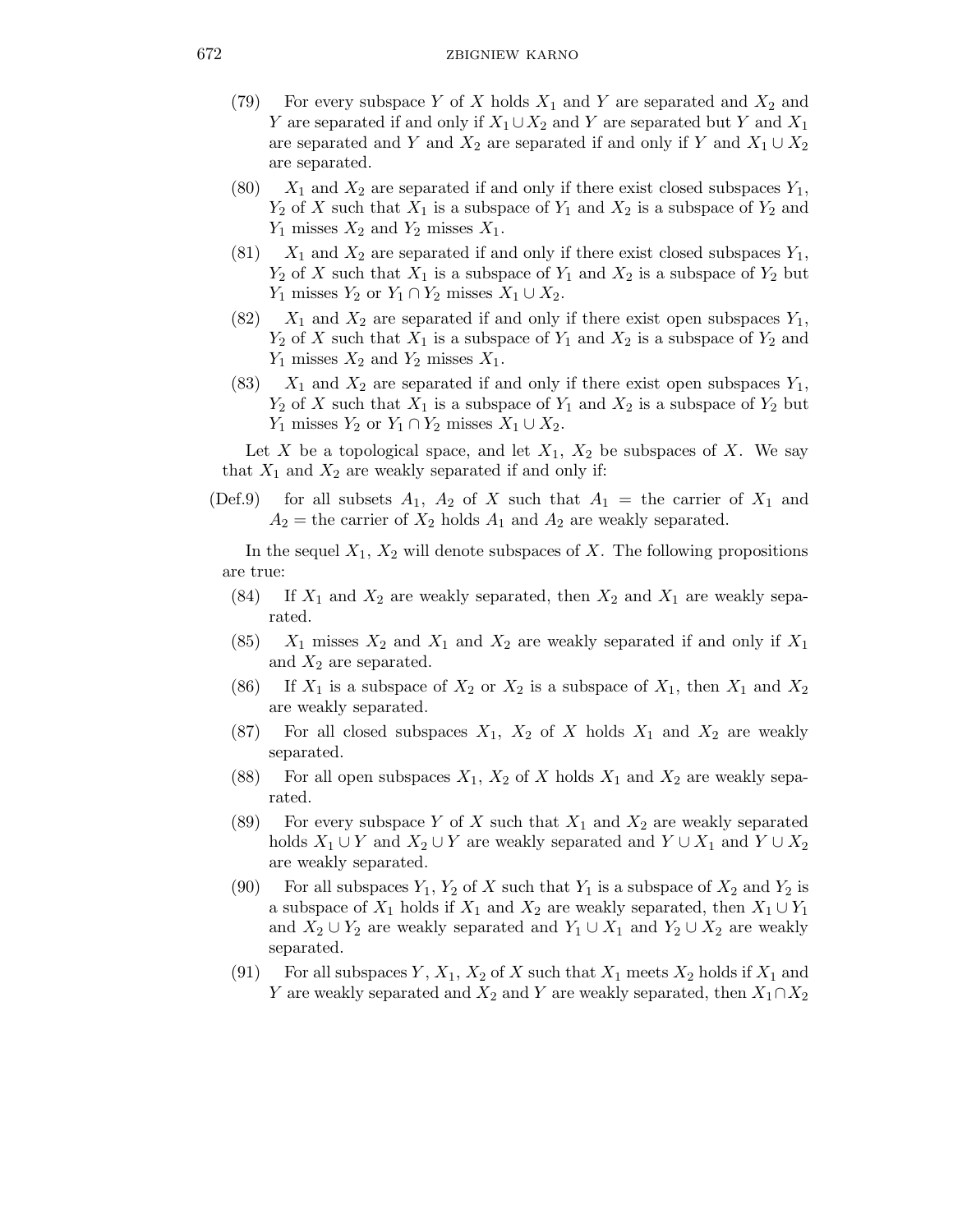(79) For every subspace $Y$ of $X$ holds $X_1$ and $Y$ are separated and $X_2$ and $Y$ are separated if and only if $X_1 \cup X_2$ and $Y$ are separated but $Y$ and $X_1$ are separated and $Y$ and $X_2$ are separated if and only if $Y$ and $X_1 \cup X_2$ are separated.

(80) $X_1$ and $X_2$ are separated if and only if there exist closed subspaces $Y_1$, $Y_2$ of $X$ such that $X_1$ is a subspace of $Y_1$ and $X_2$ is a subspace of $Y_2$ and $Y_1$ misses $X_2$ and $Y_2$ misses $X_1$.

(81) $X_1$ and $X_2$ are separated if and only if there exist closed subspaces $Y_1$, $Y_2$ of $X$ such that $X_1$ is a subspace of $Y_1$ and $X_2$ is a subspace of $Y_2$ but $Y_1$ misses $Y_2$ or $Y_1 \cap Y_2$ misses $X_1 \cup X_2$.

(82) $X_1$ and $X_2$ are separated if and only if there exist open subspaces $Y_1$, $Y_2$ of $X$ such that $X_1$ is a subspace of $Y_1$ and $X_2$ is a subspace of $Y_2$ and $Y_1$ misses $X_2$ and $Y_2$ misses $X_1$.

(83) $X_1$ and $X_2$ are separated if and only if there exist open subspaces $Y_1$, $Y_2$ of $X$ such that $X_1$ is a subspace of $Y_1$ and $X_2$ is a subspace of $Y_2$ but $Y_1$ misses $Y_2$ or $Y_1 \cap Y_2$ misses $X_1 \cup X_2$.

Let $X$ be a topological space, and let $X_1$, $X_2$ be subspaces of $X$. We say that $X_1$ and $X_2$ are weakly separated if and only if:

(Def.9) for all subsets $A_1$, $A_2$ of $X$ such that $A_1$ = the carrier of $X_1$ and $A_2$ = the carrier of $X_2$ holds $A_1$ and $A_2$ are weakly separated.

In the sequel $X_1$, $X_2$ will denote subspaces of $X$. The following propositions are true:

(84) If $X_1$ and $X_2$ are weakly separated, then $X_2$ and $X_1$ are weakly separated.

(85) $X_1$ misses $X_2$ and $X_1$ and $X_2$ are weakly separated if and only if $X_1$ and $X_2$ are separated.

(86) If $X_1$ is a subspace of $X_2$ or $X_2$ is a subspace of $X_1$, then $X_1$ and $X_2$ are weakly separated.

(87) For all closed subspaces $X_1$, $X_2$ of $X$ holds $X_1$ and $X_2$ are weakly separated.

(88) For all open subspaces $X_1$, $X_2$ of $X$ holds $X_1$ and $X_2$ are weakly separated.

(89) For every subspace $Y$ of $X$ such that $X_1$ and $X_2$ are weakly separated holds $X_1 \cup Y$ and $X_2 \cup Y$ are weakly separated and $Y \cup X_1$ and $Y \cup X_2$ are weakly separated.

(90) For all subspaces $Y_1$, $Y_2$ of $X$ such that $Y_1$ is a subspace of $X_2$ and $Y_2$ is a subspace of $X_1$ holds if $X_1$ and $X_2$ are weakly separated, then $X_1 \cup Y_1$ and $X_2 \cup Y_2$ are weakly separated and $Y_1 \cup X_1$ and $Y_2 \cup X_2$ are weakly separated.

(91) For all subspaces $Y$, $X_1$, $X_2$ of $X$ such that $X_1$ meets $X_2$ holds if $X_1$ and $Y$ are weakly separated and $X_2$ and $Y$ are weakly separated, then $X_1 \cap X_2$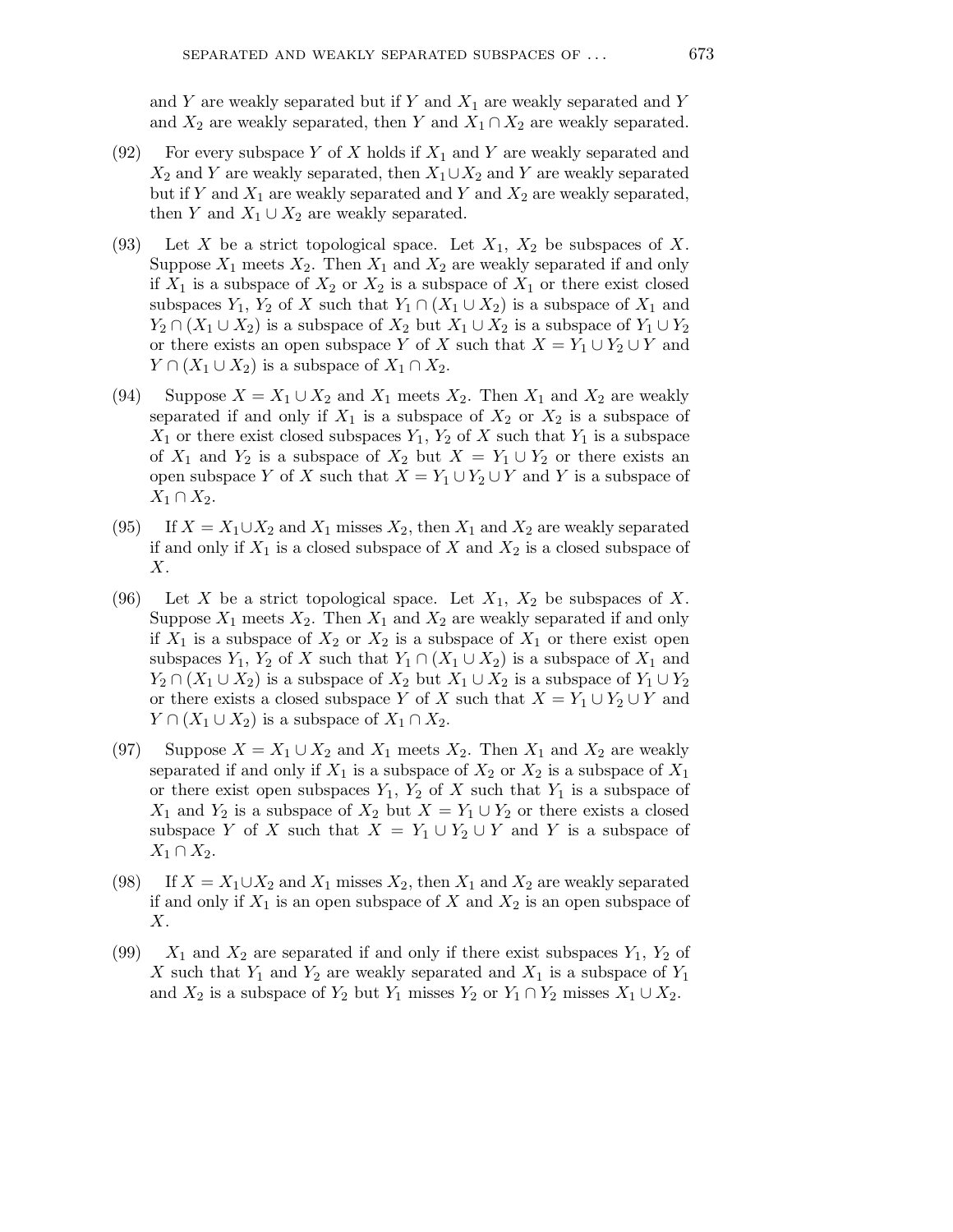and $Y$ are weakly separated but if $Y$ and $X_1$ are weakly separated and $Y$ and $X_2$ are weakly separated, then $Y$ and $X_1 \cap X_2$ are weakly separated.

(92) For every subspace $Y$ of $X$ holds if $X_1$ and $Y$ are weakly separated and $X_2$ and $Y$ are weakly separated, then $X_1 \cup X_2$ and $Y$ are weakly separated but if $Y$ and $X_1$ are weakly separated and $Y$ and $X_2$ are weakly separated, then $Y$ and $X_1 \cup X_2$ are weakly separated.

(93) Let $X$ be a strict topological space. Let $X_1$, $X_2$ be subspaces of $X$. Suppose $X_1$ meets $X_2$. Then $X_1$ and $X_2$ are weakly separated if and only if $X_1$ is a subspace of $X_2$ or $X_2$ is a subspace of $X_1$ or there exist closed subspaces $Y_1$, $Y_2$ of $X$ such that $Y_1 \cap (X_1 \cup X_2)$ is a subspace of $X_1$ and $Y_2 \cap (X_1 \cup X_2)$ is a subspace of $X_2$ but $X_1 \cup X_2$ is a subspace of $Y_1 \cup Y_2$ or there exists an open subspace $Y$ of $X$ such that $X = Y_1 \cup Y_2 \cup Y$ and $Y \cap (X_1 \cup X_2)$ is a subspace of $X_1 \cap X_2$.

(94) Suppose $X = X_1 \cup X_2$ and $X_1$ meets $X_2$. Then $X_1$ and $X_2$ are weakly separated if and only if $X_1$ is a subspace of $X_2$ or $X_2$ is a subspace of $X_1$ or there exist closed subspaces $Y_1$, $Y_2$ of $X$ such that $Y_1$ is a subspace of $X_1$ and $Y_2$ is a subspace of $X_2$ but $X = Y_1 \cup Y_2$ or there exists an open subspace $Y$ of $X$ such that $X = Y_1 \cup Y_2 \cup Y$ and $Y$ is a subspace of $X_1 \cap X_2$.

(95) If $X = X_1 \cup X_2$ and $X_1$ misses $X_2$, then $X_1$ and $X_2$ are weakly separated if and only if $X_1$ is a closed subspace of $X$ and $X_2$ is a closed subspace of $X$.

(96) Let $X$ be a strict topological space. Let $X_1$, $X_2$ be subspaces of $X$. Suppose $X_1$ meets $X_2$. Then $X_1$ and $X_2$ are weakly separated if and only if $X_1$ is a subspace of $X_2$ or $X_2$ is a subspace of $X_1$ or there exist open subspaces $Y_1$, $Y_2$ of $X$ such that $Y_1 \cap (X_1 \cup X_2)$ is a subspace of $X_1$ and $Y_2 \cap (X_1 \cup X_2)$ is a subspace of $X_2$ but $X_1 \cup X_2$ is a subspace of $Y_1 \cup Y_2$ or there exists a closed subspace $Y$ of $X$ such that $X = Y_1 \cup Y_2 \cup Y$ and $Y \cap (X_1 \cup X_2)$ is a subspace of $X_1 \cap X_2$.

(97) Suppose $X = X_1 \cup X_2$ and $X_1$ meets $X_2$. Then $X_1$ and $X_2$ are weakly separated if and only if $X_1$ is a subspace of $X_2$ or $X_2$ is a subspace of $X_1$ or there exist open subspaces $Y_1$, $Y_2$ of $X$ such that $Y_1$ is a subspace of $X_1$ and $Y_2$ is a subspace of $X_2$ but $X = Y_1 \cup Y_2$ or there exists a closed subspace $Y$ of $X$ such that $X = Y_1 \cup Y_2 \cup Y$ and $Y$ is a subspace of $X_1 \cap X_2$.

(98) If $X = X_1 \cup X_2$ and $X_1$ misses $X_2$, then $X_1$ and $X_2$ are weakly separated if and only if $X_1$ is an open subspace of $X$ and $X_2$ is an open subspace of $X$.

(99) $X_1$ and $X_2$ are separated if and only if there exist subspaces $Y_1$, $Y_2$ of $X$ such that $Y_1$ and $Y_2$ are weakly separated and $X_1$ is a subspace of $Y_1$ and $X_2$ is a subspace of $Y_2$ but $Y_1$ misses $Y_2$ or $Y_1 \cap Y_2$ misses $X_1 \cup X_2$.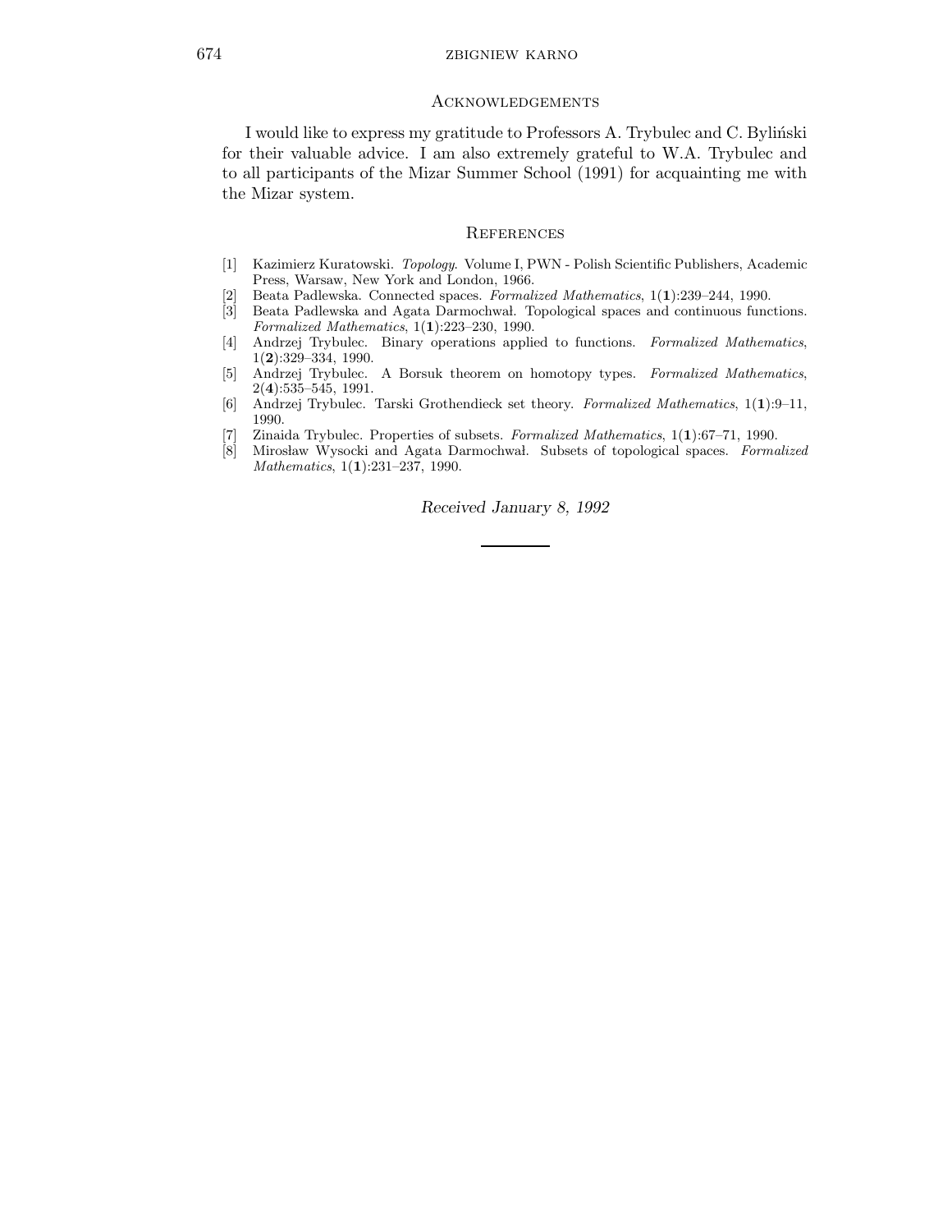## Acknowledgements

I would like to express my gratitude to Professors A. Trybulec and C. Byliński for their valuable advice. I am also extremely grateful to W.A. Trybulec and to all participants of the Mizar Summer School (1991) for acquainting me with the Mizar system.

## References

[1] Kazimierz Kuratowski. *Topology*. Volume I, PWN - Polish Scientific Publishers, Academic Press, Warsaw, New York and London, 1966.

[2] Beata Padlewska. Connected spaces. *Formalized Mathematics*, 1(**1**):239–244, 1990.

[3] Beata Padlewska and Agata Darmochwał. Topological spaces and continuous functions. *Formalized Mathematics*, 1(**1**):223–230, 1990.

[4] Andrzej Trybulec. Binary operations applied to functions. *Formalized Mathematics*, 1(**2**):329–334, 1990.

[5] Andrzej Trybulec. A Borsuk theorem on homotopy types. *Formalized Mathematics*, 2(**4**):535–545, 1991.

[6] Andrzej Trybulec. Tarski Grothendieck set theory. *Formalized Mathematics*, 1(**1**):9–11, 1990.

[7] Zinaida Trybulec. Properties of subsets. *Formalized Mathematics*, 1(**1**):67–71, 1990.

[8] Mirosław Wysocki and Agata Darmochwał. Subsets of topological spaces. *Formalized Mathematics*, 1(**1**):231–237, 1990.

*Received January 8, 1992*